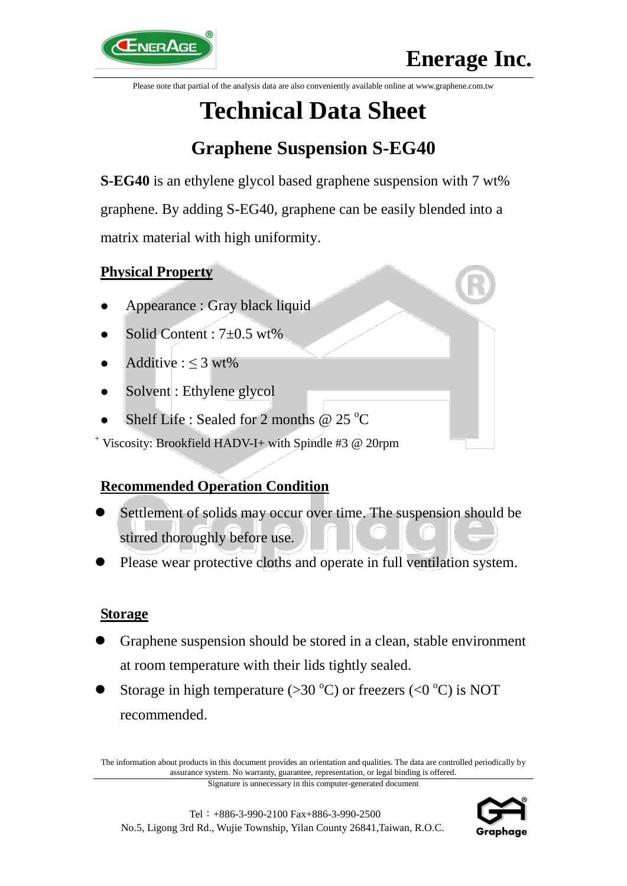Please note that partial of the analysis data are also conveniently available online at www.graphene.com.tw

# Technical Data Sheet

## Graphene Suspension S-EG40

**S-EG40** is an ethylene glycol based graphene suspension with 7 wt% graphene. By adding S-EG40, graphene can be easily blended into a matrix material with high uniformity.

### Physical Property

- Appearance : Gray black liquid
- Solid Content : 7±0.5 wt%
- Additive : ≤ 3 wt%
- Solvent : Ethylene glycol
- Shelf Life : Sealed for 2 months @ 25 °C

[+] Viscosity: Brookfield HADV-I+ with Spindle #3 @ 20rpm

### Recommended Operation Condition

- Settlement of solids may occur over time. The suspension should be stirred thoroughly before use.
- Please wear protective cloths and operate in full ventilation system.

### Storage

- Graphene suspension should be stored in a clean, stable environment at room temperature with their lids tightly sealed.
- Storage in high temperature (>30 °C) or freezers (<0 °C) is NOT recommended.

The information about products in this document provides an orientation and qualities. The data are controlled periodically by assurance system. No warranty, guarantee, representation, or legal binding is offered.

Signature is unnecessary in this computer-generated document

Tel：+886-3-990-2100 Fax+886-3-990-2500

No.5, Ligong 3rd Rd., Wujie Township, Yilan County 26841,Taiwan, R.O.C.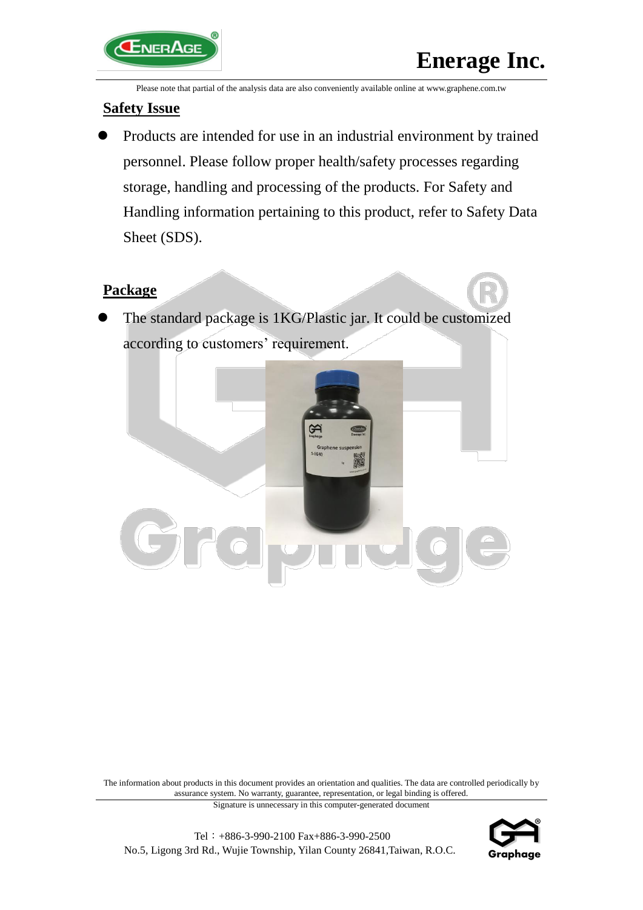Please note that partial of the analysis data are also conveniently available online at www.graphene.com.tw

## Safety Issue

- Products are intended for use in an industrial environment by trained personnel. Please follow proper health/safety processes regarding storage, handling and processing of the products. For Safety and Handling information pertaining to this product, refer to Safety Data Sheet (SDS).

## Package

- The standard package is 1KG/Plastic jar. It could be customized according to customers' requirement.

The information about products in this document provides an orientation and qualities. The data are controlled periodically by assurance system. No warranty, guarantee, representation, or legal binding is offered.

Signature is unnecessary in this computer-generated document

Tel：+886-3-990-2100 Fax+886-3-990-2500

No.5, Ligong 3rd Rd., Wujie Township, Yilan County 26841,Taiwan, R.O.C.